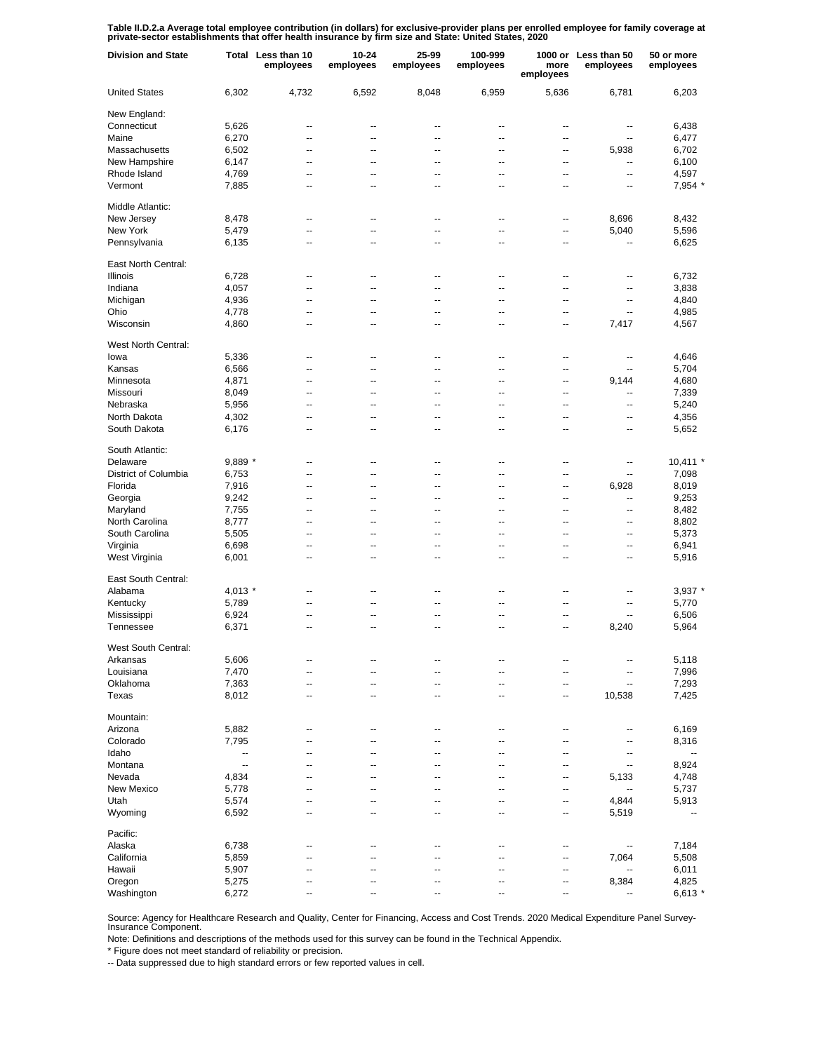**Table II.D.2.a Average total employee contribution (in dollars) for exclusive-provider plans per enrolled employee for family coverage at private-sector establishments that offer health insurance by firm size and State: United States, 2020**

| Division and State | Total | Less than 10 employees | 10-24 employees | 25-99 employees | 100-999 employees | 1000 or more employees | Less than 50 employees | 50 or more employees |
|---|---|---|---|---|---|---|---|---|
| United States | 6,302 | 4,732 | 6,592 | 8,048 | 6,959 | 5,636 | 6,781 | 6,203 |
| New England: | | | | | | | | |
| Connecticut | 5,626 | -- | -- | -- | -- | -- | -- | 6,438 |
| Maine | 6,270 | -- | -- | -- | -- | -- | -- | 6,477 |
| Massachusetts | 6,502 | -- | -- | -- | -- | -- | 5,938 | 6,702 |
| New Hampshire | 6,147 | -- | -- | -- | -- | -- | -- | 6,100 |
| Rhode Island | 4,769 | -- | -- | -- | -- | -- | -- | 4,597 |
| Vermont | 7,885 | -- | -- | -- | -- | -- | -- | 7,954 * |
| Middle Atlantic: | | | | | | | | |
| New Jersey | 8,478 | -- | -- | -- | -- | -- | 8,696 | 8,432 |
| New York | 5,479 | -- | -- | -- | -- | -- | 5,040 | 5,596 |
| Pennsylvania | 6,135 | -- | -- | -- | -- | -- | -- | 6,625 |
| East North Central: | | | | | | | | |
| Illinois | 6,728 | -- | -- | -- | -- | -- | -- | 6,732 |
| Indiana | 4,057 | -- | -- | -- | -- | -- | -- | 3,838 |
| Michigan | 4,936 | -- | -- | -- | -- | -- | -- | 4,840 |
| Ohio | 4,778 | -- | -- | -- | -- | -- | -- | 4,985 |
| Wisconsin | 4,860 | -- | -- | -- | -- | -- | 7,417 | 4,567 |
| West North Central: | | | | | | | | |
| Iowa | 5,336 | -- | -- | -- | -- | -- | -- | 4,646 |
| Kansas | 6,566 | -- | -- | -- | -- | -- | -- | 5,704 |
| Minnesota | 4,871 | -- | -- | -- | -- | -- | 9,144 | 4,680 |
| Missouri | 8,049 | -- | -- | -- | -- | -- | -- | 7,339 |
| Nebraska | 5,956 | -- | -- | -- | -- | -- | -- | 5,240 |
| North Dakota | 4,302 | -- | -- | -- | -- | -- | -- | 4,356 |
| South Dakota | 6,176 | -- | -- | -- | -- | -- | -- | 5,652 |
| South Atlantic: | | | | | | | | |
| Delaware | 9,889 * | -- | -- | -- | -- | -- | -- | 10,411 * |
| District of Columbia | 6,753 | -- | -- | -- | -- | -- | -- | 7,098 |
| Florida | 7,916 | -- | -- | -- | -- | -- | 6,928 | 8,019 |
| Georgia | 9,242 | -- | -- | -- | -- | -- | -- | 9,253 |
| Maryland | 7,755 | -- | -- | -- | -- | -- | -- | 8,482 |
| North Carolina | 8,777 | -- | -- | -- | -- | -- | -- | 8,802 |
| South Carolina | 5,505 | -- | -- | -- | -- | -- | -- | 5,373 |
| Virginia | 6,698 | -- | -- | -- | -- | -- | -- | 6,941 |
| West Virginia | 6,001 | -- | -- | -- | -- | -- | -- | 5,916 |
| East South Central: | | | | | | | | |
| Alabama | 4,013 * | -- | -- | -- | -- | -- | -- | 3,937 * |
| Kentucky | 5,789 | -- | -- | -- | -- | -- | -- | 5,770 |
| Mississippi | 6,924 | -- | -- | -- | -- | -- | -- | 6,506 |
| Tennessee | 6,371 | -- | -- | -- | -- | -- | 8,240 | 5,964 |
| West South Central: | | | | | | | | |
| Arkansas | 5,606 | -- | -- | -- | -- | -- | -- | 5,118 |
| Louisiana | 7,470 | -- | -- | -- | -- | -- | -- | 7,996 |
| Oklahoma | 7,363 | -- | -- | -- | -- | -- | -- | 7,293 |
| Texas | 8,012 | -- | -- | -- | -- | -- | 10,538 | 7,425 |
| Mountain: | | | | | | | | |
| Arizona | 5,882 | -- | -- | -- | -- | -- | -- | 6,169 |
| Colorado | 7,795 | -- | -- | -- | -- | -- | -- | 8,316 |
| Idaho | -- | -- | -- | -- | -- | -- | -- | -- |
| Montana | -- | -- | -- | -- | -- | -- | -- | 8,924 |
| Nevada | 4,834 | -- | -- | -- | -- | -- | 5,133 | 4,748 |
| New Mexico | 5,778 | -- | -- | -- | -- | -- | -- | 5,737 |
| Utah | 5,574 | -- | -- | -- | -- | -- | 4,844 | 5,913 |
| Wyoming | 6,592 | -- | -- | -- | -- | -- | 5,519 | -- |
| Pacific: | | | | | | | | |
| Alaska | 6,738 | -- | -- | -- | -- | -- | -- | 7,184 |
| California | 5,859 | -- | -- | -- | -- | -- | 7,064 | 5,508 |
| Hawaii | 5,907 | -- | -- | -- | -- | -- | -- | 6,011 |
| Oregon | 5,275 | -- | -- | -- | -- | -- | 8,384 | 4,825 |
| Washington | 6,272 | -- | -- | -- | -- | -- | -- | 6,613 * |

Source: Agency for Healthcare Research and Quality, Center for Financing, Access and Cost Trends. 2020 Medical Expenditure Panel Survey-Insurance Component.

Note: Definitions and descriptions of the methods used for this survey can be found in the Technical Appendix.

* Figure does not meet standard of reliability or precision.

-- Data suppressed due to high standard errors or few reported values in cell.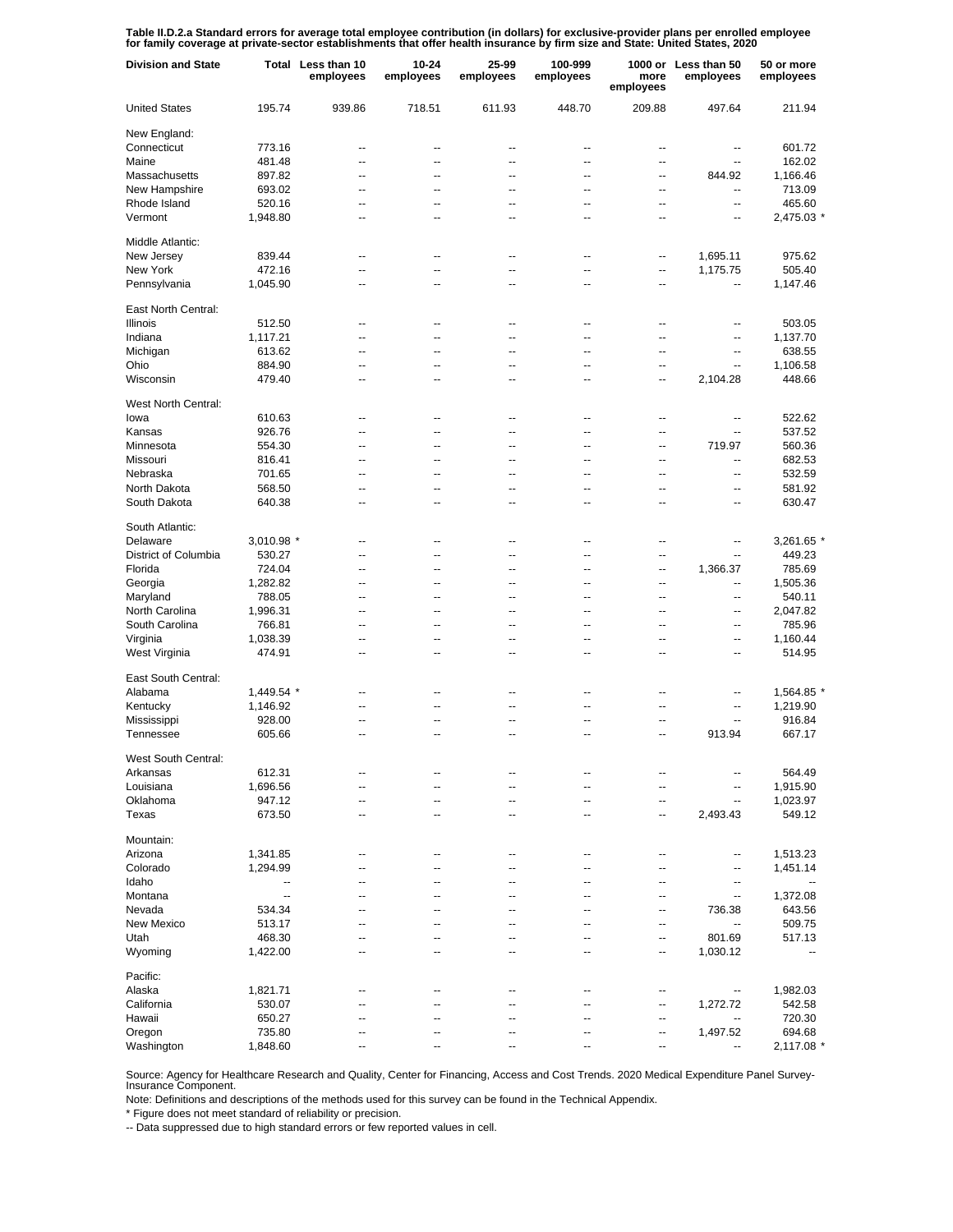**Table II.D.2.a Standard errors for average total employee contribution (in dollars) for exclusive-provider plans per enrolled employee for family coverage at private-sector establishments that offer health insurance by firm size and State: United States, 2020**

| Division and State | Total | Less than 10 employees | 10-24 employees | 25-99 employees | 100-999 employees | 1000 or more employees | Less than 50 employees | 50 or more employees |
|---|---|---|---|---|---|---|---|---|
| United States | 195.74 | 939.86 | 718.51 | 611.93 | 448.70 | 209.88 | 497.64 | 211.94 |
| New England: | | | | | | | | |
| Connecticut | 773.16 | -- | -- | -- | -- | -- | -- | 601.72 |
| Maine | 481.48 | -- | -- | -- | -- | -- | -- | 162.02 |
| Massachusetts | 897.82 | -- | -- | -- | -- | -- | 844.92 | 1,166.46 |
| New Hampshire | 693.02 | -- | -- | -- | -- | -- | -- | 713.09 |
| Rhode Island | 520.16 | -- | -- | -- | -- | -- | -- | 465.60 |
| Vermont | 1,948.80 | -- | -- | -- | -- | -- | -- | 2,475.03 * |
| Middle Atlantic: | | | | | | | | |
| New Jersey | 839.44 | -- | -- | -- | -- | -- | 1,695.11 | 975.62 |
| New York | 472.16 | -- | -- | -- | -- | -- | 1,175.75 | 505.40 |
| Pennsylvania | 1,045.90 | -- | -- | -- | -- | -- | -- | 1,147.46 |
| East North Central: | | | | | | | | |
| Illinois | 512.50 | -- | -- | -- | -- | -- | -- | 503.05 |
| Indiana | 1,117.21 | -- | -- | -- | -- | -- | -- | 1,137.70 |
| Michigan | 613.62 | -- | -- | -- | -- | -- | -- | 638.55 |
| Ohio | 884.90 | -- | -- | -- | -- | -- | -- | 1,106.58 |
| Wisconsin | 479.40 | -- | -- | -- | -- | -- | 2,104.28 | 448.66 |
| West North Central: | | | | | | | | |
| Iowa | 610.63 | -- | -- | -- | -- | -- | -- | 522.62 |
| Kansas | 926.76 | -- | -- | -- | -- | -- | -- | 537.52 |
| Minnesota | 554.30 | -- | -- | -- | -- | -- | 719.97 | 560.36 |
| Missouri | 816.41 | -- | -- | -- | -- | -- | -- | 682.53 |
| Nebraska | 701.65 | -- | -- | -- | -- | -- | -- | 532.59 |
| North Dakota | 568.50 | -- | -- | -- | -- | -- | -- | 581.92 |
| South Dakota | 640.38 | -- | -- | -- | -- | -- | -- | 630.47 |
| South Atlantic: | | | | | | | | |
| Delaware | 3,010.98 * | -- | -- | -- | -- | -- | -- | 3,261.65 * |
| District of Columbia | 530.27 | -- | -- | -- | -- | -- | -- | 449.23 |
| Florida | 724.04 | -- | -- | -- | -- | -- | 1,366.37 | 785.69 |
| Georgia | 1,282.82 | -- | -- | -- | -- | -- | -- | 1,505.36 |
| Maryland | 788.05 | -- | -- | -- | -- | -- | -- | 540.11 |
| North Carolina | 1,996.31 | -- | -- | -- | -- | -- | -- | 2,047.82 |
| South Carolina | 766.81 | -- | -- | -- | -- | -- | -- | 785.96 |
| Virginia | 1,038.39 | -- | -- | -- | -- | -- | -- | 1,160.44 |
| West Virginia | 474.91 | -- | -- | -- | -- | -- | -- | 514.95 |
| East South Central: | | | | | | | | |
| Alabama | 1,449.54 * | -- | -- | -- | -- | -- | -- | 1,564.85 * |
| Kentucky | 1,146.92 | -- | -- | -- | -- | -- | -- | 1,219.90 |
| Mississippi | 928.00 | -- | -- | -- | -- | -- | -- | 916.84 |
| Tennessee | 605.66 | -- | -- | -- | -- | -- | 913.94 | 667.17 |
| West South Central: | | | | | | | | |
| Arkansas | 612.31 | -- | -- | -- | -- | -- | -- | 564.49 |
| Louisiana | 1,696.56 | -- | -- | -- | -- | -- | -- | 1,915.90 |
| Oklahoma | 947.12 | -- | -- | -- | -- | -- | -- | 1,023.97 |
| Texas | 673.50 | -- | -- | -- | -- | -- | 2,493.43 | 549.12 |
| Mountain: | | | | | | | | |
| Arizona | 1,341.85 | -- | -- | -- | -- | -- | -- | 1,513.23 |
| Colorado | 1,294.99 | -- | -- | -- | -- | -- | -- | 1,451.14 |
| Idaho | -- | -- | -- | -- | -- | -- | -- | -- |
| Montana | -- | -- | -- | -- | -- | -- | -- | 1,372.08 |
| Nevada | 534.34 | -- | -- | -- | -- | -- | 736.38 | 643.56 |
| New Mexico | 513.17 | -- | -- | -- | -- | -- | -- | 509.75 |
| Utah | 468.30 | -- | -- | -- | -- | -- | 801.69 | 517.13 |
| Wyoming | 1,422.00 | -- | -- | -- | -- | -- | 1,030.12 | -- |
| Pacific: | | | | | | | | |
| Alaska | 1,821.71 | -- | -- | -- | -- | -- | -- | 1,982.03 |
| California | 530.07 | -- | -- | -- | -- | -- | 1,272.72 | 542.58 |
| Hawaii | 650.27 | -- | -- | -- | -- | -- | -- | 720.30 |
| Oregon | 735.80 | -- | -- | -- | -- | -- | 1,497.52 | 694.68 |
| Washington | 1,848.60 | -- | -- | -- | -- | -- | -- | 2,117.08 * |

Source: Agency for Healthcare Research and Quality, Center for Financing, Access and Cost Trends. 2020 Medical Expenditure Panel Survey-Insurance Component.

Note: Definitions and descriptions of the methods used for this survey can be found in the Technical Appendix.

* Figure does not meet standard of reliability or precision.

-- Data suppressed due to high standard errors or few reported values in cell.